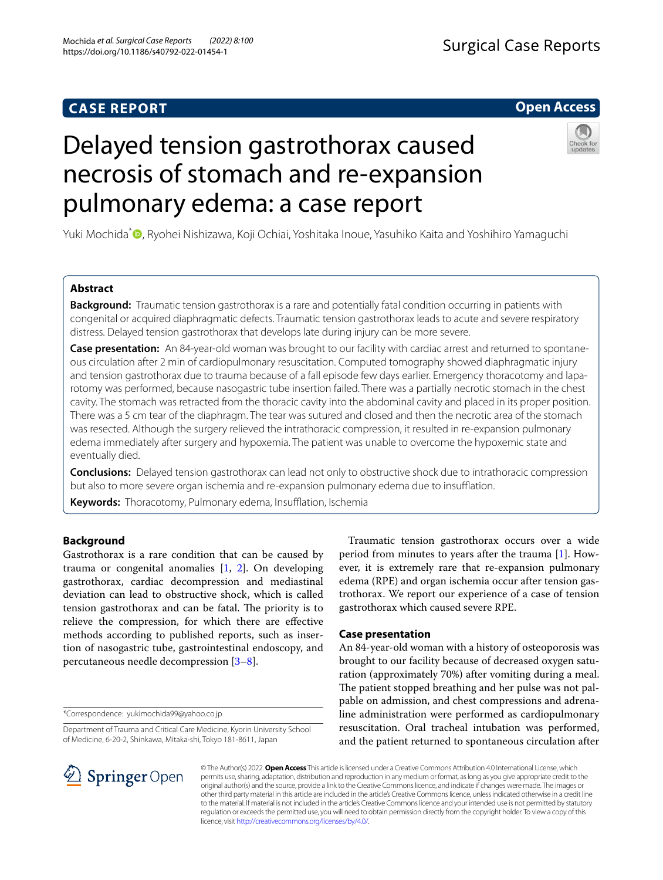CASE REPORT

Open Access

# Delayed tension gastrothorax caused necrosis of stomach and re-expansion pulmonary edema: a case report

Yuki Mochida*, Ryohei Nishizawa, Koji Ochiai, Yoshitaka Inoue, Yasuhiko Kaita and Yoshihiro Yamaguchi

## Abstract

**Background:** Traumatic tension gastrothorax is a rare and potentially fatal condition occurring in patients with congenital or acquired diaphragmatic defects. Traumatic tension gastrothorax leads to acute and severe respiratory distress. Delayed tension gastrothorax that develops late during injury can be more severe.

**Case presentation:** An 84-year-old woman was brought to our facility with cardiac arrest and returned to spontaneous circulation after 2 min of cardiopulmonary resuscitation. Computed tomography showed diaphragmatic injury and tension gastrothorax due to trauma because of a fall episode few days earlier. Emergency thoracotomy and laparotomy was performed, because nasogastric tube insertion failed. There was a partially necrotic stomach in the chest cavity. The stomach was retracted from the thoracic cavity into the abdominal cavity and placed in its proper position. There was a 5 cm tear of the diaphragm. The tear was sutured and closed and then the necrotic area of the stomach was resected. Although the surgery relieved the intrathoracic compression, it resulted in re-expansion pulmonary edema immediately after surgery and hypoxemia. The patient was unable to overcome the hypoxemic state and eventually died.

**Conclusions:** Delayed tension gastrothorax can lead not only to obstructive shock due to intrathoracic compression but also to more severe organ ischemia and re-expansion pulmonary edema due to insufflation.

**Keywords:** Thoracotomy, Pulmonary edema, Insufflation, Ischemia

## Background

Gastrothorax is a rare condition that can be caused by trauma or congenital anomalies [1, 2]. On developing gastrothorax, cardiac decompression and mediastinal deviation can lead to obstructive shock, which is called tension gastrothorax and can be fatal. The priority is to relieve the compression, for which there are effective methods according to published reports, such as insertion of nasogastric tube, gastrointestinal endoscopy, and percutaneous needle decompression [3–8].

Traumatic tension gastrothorax occurs over a wide period from minutes to years after the trauma [1]. However, it is extremely rare that re-expansion pulmonary edema (RPE) and organ ischemia occur after tension gastrothorax. We report our experience of a case of tension gastrothorax which caused severe RPE.

## Case presentation

An 84-year-old woman with a history of osteoporosis was brought to our facility because of decreased oxygen saturation (approximately 70%) after vomiting during a meal. The patient stopped breathing and her pulse was not palpable on admission, and chest compressions and adrenaline administration were performed as cardiopulmonary resuscitation. Oral tracheal intubation was performed, and the patient returned to spontaneous circulation after

*Correspondence: yukimochida99@yahoo.co.jp

Department of Trauma and Critical Care Medicine, Kyorin University School of Medicine, 6-20-2, Shinkawa, Mitaka-shi, Tokyo 181-8611, Japan

© The Author(s) 2022. **Open Access** This article is licensed under a Creative Commons Attribution 4.0 International License, which permits use, sharing, adaptation, distribution and reproduction in any medium or format, as long as you give appropriate credit to the original author(s) and the source, provide a link to the Creative Commons licence, and indicate if changes were made. The images or other third party material in this article are included in the article's Creative Commons licence, unless indicated otherwise in a credit line to the material. If material is not included in the article's Creative Commons licence and your intended use is not permitted by statutory regulation or exceeds the permitted use, you will need to obtain permission directly from the copyright holder. To view a copy of this licence, visit http://creativecommons.org/licenses/by/4.0/.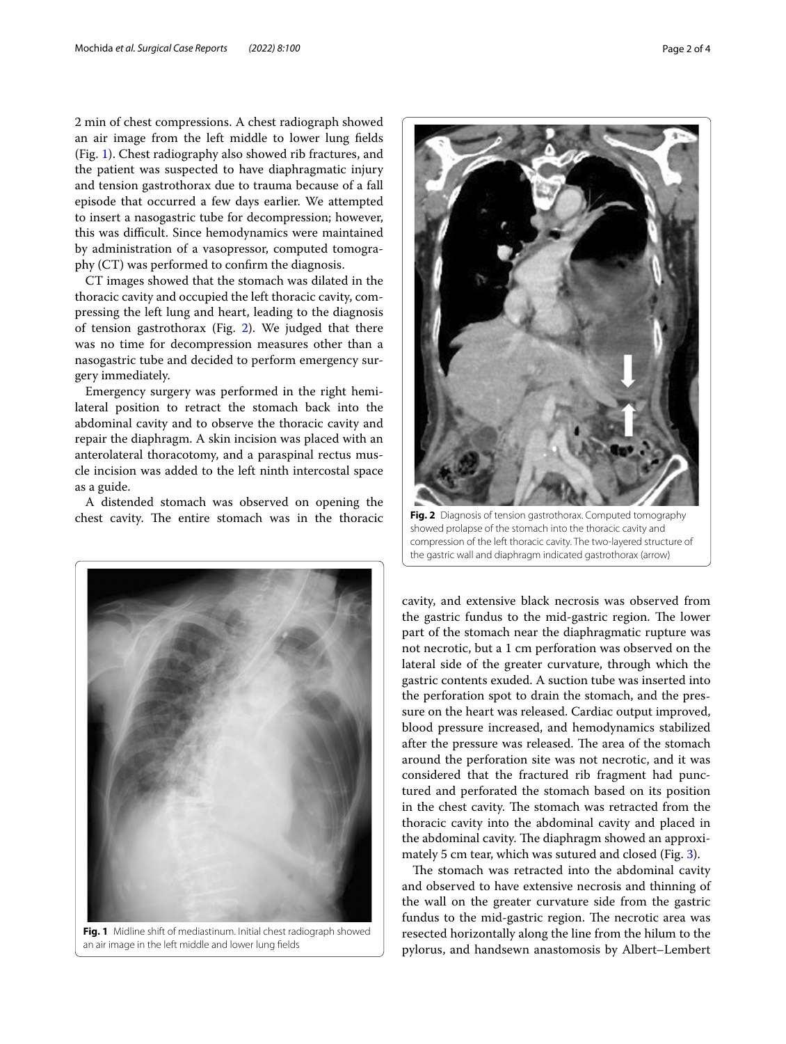2 min of chest compressions. A chest radiograph showed an air image from the left middle to lower lung fields (Fig. 1). Chest radiography also showed rib fractures, and the patient was suspected to have diaphragmatic injury and tension gastrothorax due to trauma because of a fall episode that occurred a few days earlier. We attempted to insert a nasogastric tube for decompression; however, this was difficult. Since hemodynamics were maintained by administration of a vasopressor, computed tomography (CT) was performed to confirm the diagnosis.

CT images showed that the stomach was dilated in the thoracic cavity and occupied the left thoracic cavity, compressing the left lung and heart, leading to the diagnosis of tension gastrothorax (Fig. 2). We judged that there was no time for decompression measures other than a nasogastric tube and decided to perform emergency surgery immediately.

Emergency surgery was performed in the right hemilateral position to retract the stomach back into the abdominal cavity and to observe the thoracic cavity and repair the diaphragm. A skin incision was placed with an anterolateral thoracotomy, and a paraspinal rectus muscle incision was added to the left ninth intercostal space as a guide.

A distended stomach was observed on opening the chest cavity. The entire stomach was in the thoracic cavity, and extensive black necrosis was observed from the gastric fundus to the mid-gastric region. The lower part of the stomach near the diaphragmatic rupture was not necrotic, but a 1 cm perforation was observed on the lateral side of the greater curvature, through which the gastric contents exuded. A suction tube was inserted into the perforation spot to drain the stomach, and the pressure on the heart was released. Cardiac output improved, blood pressure increased, and hemodynamics stabilized after the pressure was released. The area of the stomach around the perforation site was not necrotic, and it was considered that the fractured rib fragment had punctured and perforated the stomach based on its position in the chest cavity. The stomach was retracted from the thoracic cavity into the abdominal cavity and placed in the abdominal cavity. The diaphragm showed an approximately 5 cm tear, which was sutured and closed (Fig. 3).

The stomach was retracted into the abdominal cavity and observed to have extensive necrosis and thinning of the wall on the greater curvature side from the gastric fundus to the mid-gastric region. The necrotic area was resected horizontally along the line from the hilum to the pylorus, and handsewn anastomosis by Albert–Lembert

**Fig. 1** Midline shift of mediastinum. Initial chest radiograph showed an air image in the left middle and lower lung fields

**Fig. 2** Diagnosis of tension gastrothorax. Computed tomography showed prolapse of the stomach into the thoracic cavity and compression of the left thoracic cavity. The two-layered structure of the gastric wall and diaphragm indicated gastrothorax (arrow)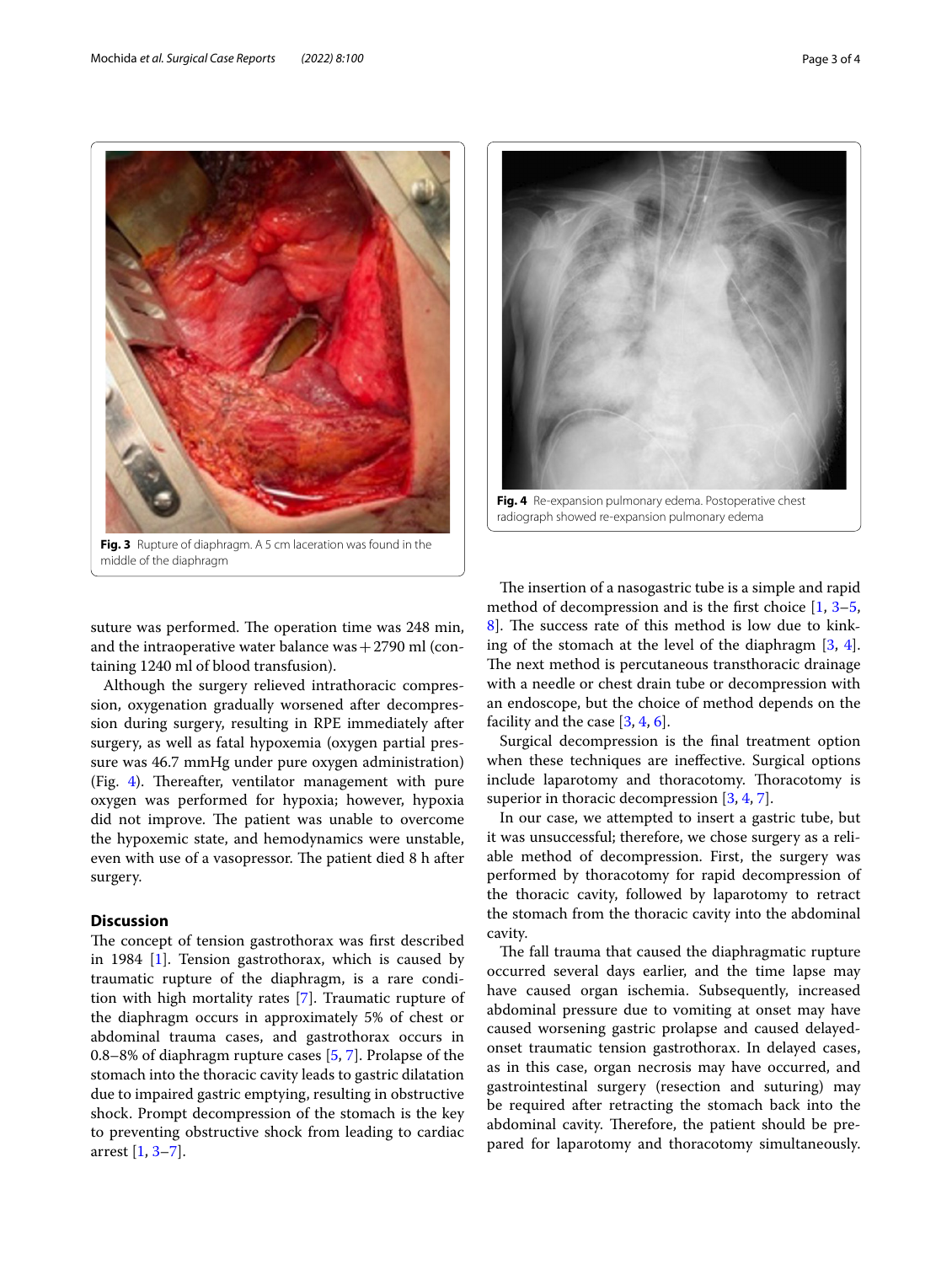Fig. 3 Rupture of diaphragm. A 5 cm laceration was found in the middle of the diaphragm

Fig. 4 Re-expansion pulmonary edema. Postoperative chest radiograph showed re-expansion pulmonary edema

suture was performed. The operation time was 248 min, and the intraoperative water balance was + 2790 ml (containing 1240 ml of blood transfusion).

Although the surgery relieved intrathoracic compression, oxygenation gradually worsened after decompression during surgery, resulting in RPE immediately after surgery, as well as fatal hypoxemia (oxygen partial pressure was 46.7 mmHg under pure oxygen administration) (Fig. 4). Thereafter, ventilator management with pure oxygen was performed for hypoxia; however, hypoxia did not improve. The patient was unable to overcome the hypoxemic state, and hemodynamics were unstable, even with use of a vasopressor. The patient died 8 h after surgery.

## Discussion

The concept of tension gastrothorax was first described in 1984 [1]. Tension gastrothorax, which is caused by traumatic rupture of the diaphragm, is a rare condition with high mortality rates [7]. Traumatic rupture of the diaphragm occurs in approximately 5% of chest or abdominal trauma cases, and gastrothorax occurs in 0.8–8% of diaphragm rupture cases [5, 7]. Prolapse of the stomach into the thoracic cavity leads to gastric dilatation due to impaired gastric emptying, resulting in obstructive shock. Prompt decompression of the stomach is the key to preventing obstructive shock from leading to cardiac arrest [1, 3–7].

The insertion of a nasogastric tube is a simple and rapid method of decompression and is the first choice [1, 3–5, 8]. The success rate of this method is low due to kinking of the stomach at the level of the diaphragm [3, 4]. The next method is percutaneous transthoracic drainage with a needle or chest drain tube or decompression with an endoscope, but the choice of method depends on the facility and the case [3, 4, 6].

Surgical decompression is the final treatment option when these techniques are ineffective. Surgical options include laparotomy and thoracotomy. Thoracotomy is superior in thoracic decompression [3, 4, 7].

In our case, we attempted to insert a gastric tube, but it was unsuccessful; therefore, we chose surgery as a reliable method of decompression. First, the surgery was performed by thoracotomy for rapid decompression of the thoracic cavity, followed by laparotomy to retract the stomach from the thoracic cavity into the abdominal cavity.

The fall trauma that caused the diaphragmatic rupture occurred several days earlier, and the time lapse may have caused organ ischemia. Subsequently, increased abdominal pressure due to vomiting at onset may have caused worsening gastric prolapse and caused delayed-onset traumatic tension gastrothorax. In delayed cases, as in this case, organ necrosis may have occurred, and gastrointestinal surgery (resection and suturing) may be required after retracting the stomach back into the abdominal cavity. Therefore, the patient should be prepared for laparotomy and thoracotomy simultaneously.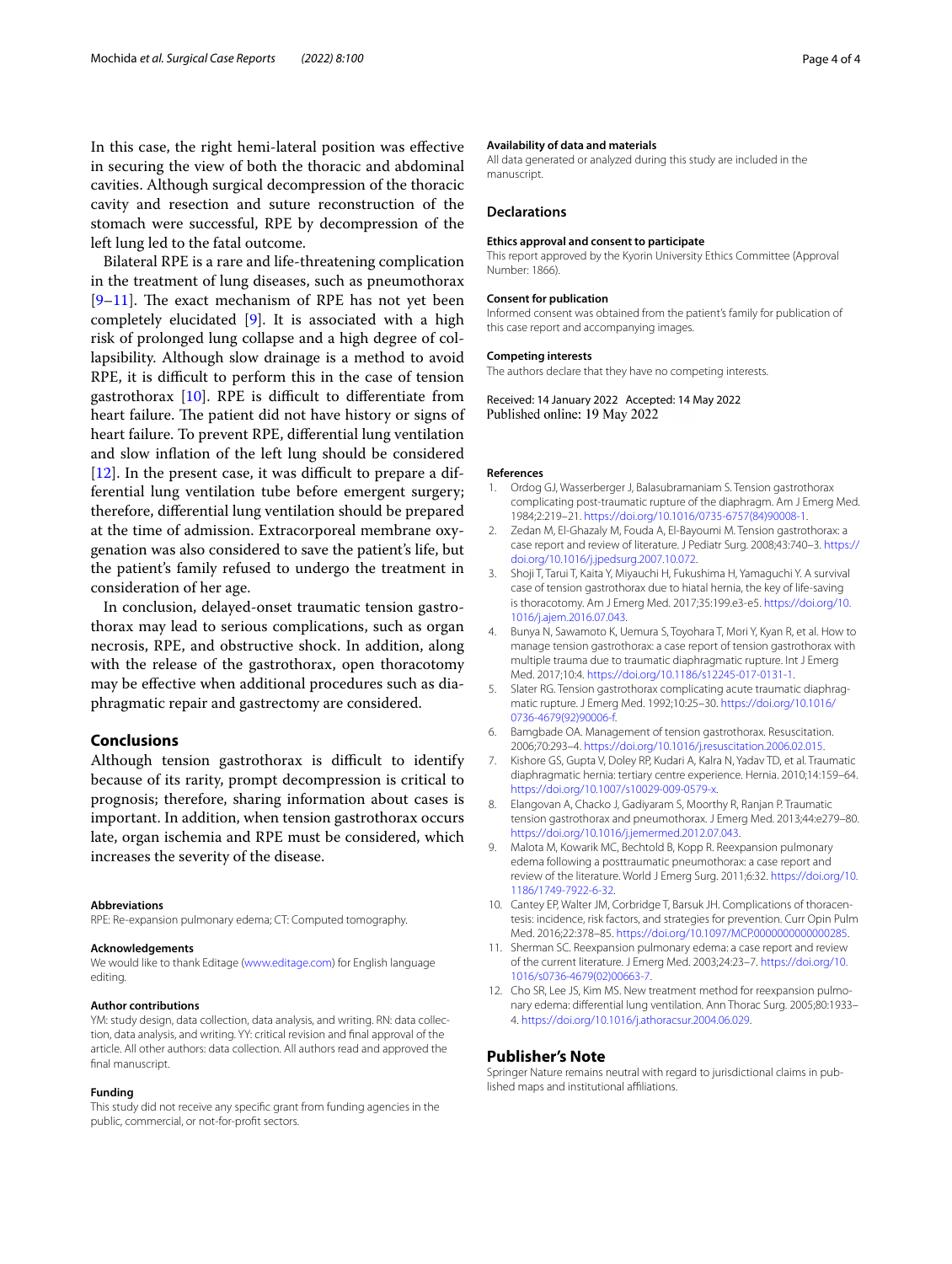In this case, the right hemi-lateral position was effective in securing the view of both the thoracic and abdominal cavities. Although surgical decompression of the thoracic cavity and resection and suture reconstruction of the stomach were successful, RPE by decompression of the left lung led to the fatal outcome.

Bilateral RPE is a rare and life-threatening complication in the treatment of lung diseases, such as pneumothorax [9–11]. The exact mechanism of RPE has not yet been completely elucidated [9]. It is associated with a high risk of prolonged lung collapse and a high degree of collapsibility. Although slow drainage is a method to avoid RPE, it is difficult to perform this in the case of tension gastrothorax [10]. RPE is difficult to differentiate from heart failure. The patient did not have history or signs of heart failure. To prevent RPE, differential lung ventilation and slow inflation of the left lung should be considered [12]. In the present case, it was difficult to prepare a differential lung ventilation tube before emergent surgery; therefore, differential lung ventilation should be prepared at the time of admission. Extracorporeal membrane oxygenation was also considered to save the patient's life, but the patient's family refused to undergo the treatment in consideration of her age.

In conclusion, delayed-onset traumatic tension gastrothorax may lead to serious complications, such as organ necrosis, RPE, and obstructive shock. In addition, along with the release of the gastrothorax, open thoracotomy may be effective when additional procedures such as diaphragmatic repair and gastrectomy are considered.

## Conclusions

Although tension gastrothorax is difficult to identify because of its rarity, prompt decompression is critical to prognosis; therefore, sharing information about cases is important. In addition, when tension gastrothorax occurs late, organ ischemia and RPE must be considered, which increases the severity of the disease.

#### Abbreviations

RPE: Re-expansion pulmonary edema; CT: Computed tomography.

#### Acknowledgements

We would like to thank Editage (www.editage.com) for English language editing.

#### Author contributions

YM: study design, data collection, data analysis, and writing. RN: data collection, data analysis, and writing. YY: critical revision and final approval of the article. All other authors: data collection. All authors read and approved the final manuscript.

#### Funding

This study did not receive any specific grant from funding agencies in the public, commercial, or not-for-profit sectors.

#### Availability of data and materials

All data generated or analyzed during this study are included in the manuscript.

## Declarations

#### Ethics approval and consent to participate

This report approved by the Kyorin University Ethics Committee (Approval Number: 1866).

#### Consent for publication

Informed consent was obtained from the patient's family for publication of this case report and accompanying images.

#### Competing interests

The authors declare that they have no competing interests.

Received: 14 January 2022 Accepted: 14 May 2022
Published online: 19 May 2022

#### References

1. Ordog GJ, Wasserberger J, Balasubramaniam S. Tension gastrothorax complicating post-traumatic rupture of the diaphragm. Am J Emerg Med. 1984;2:219–21. https://doi.org/10.1016/0735-6757(84)90008-1.
2. Zedan M, El-Ghazaly M, Fouda A, El-Bayoumi M. Tension gastrothorax: a case report and review of literature. J Pediatr Surg. 2008;43:740–3. https://doi.org/10.1016/j.jpedsurg.2007.10.072.
3. Shoji T, Tarui T, Kaita Y, Miyauchi H, Fukushima H, Yamaguchi Y. A survival case of tension gastrothorax due to hiatal hernia, the key of life-saving is thoracotomy. Am J Emerg Med. 2017;35:199.e3-e5. https://doi.org/10.1016/j.ajem.2016.07.043.
4. Bunya N, Sawamoto K, Uemura S, Toyohara T, Mori Y, Kyan R, et al. How to manage tension gastrothorax: a case report of tension gastrothorax with multiple trauma due to traumatic diaphragmatic rupture. Int J Emerg Med. 2017;10:4. https://doi.org/10.1186/s12245-017-0131-1.
5. Slater RG. Tension gastrothorax complicating acute traumatic diaphragmatic rupture. J Emerg Med. 1992;10:25–30. https://doi.org/10.1016/0736-4679(92)90006-f.
6. Bamgbade OA. Management of tension gastrothorax. Resuscitation. 2006;70:293–4. https://doi.org/10.1016/j.resuscitation.2006.02.015.
7. Kishore GS, Gupta V, Doley RP, Kudari A, Kalra N, Yadav TD, et al. Traumatic diaphragmatic hernia: tertiary centre experience. Hernia. 2010;14:159–64. https://doi.org/10.1007/s10029-009-0579-x.
8. Elangovan A, Chacko J, Gadiyaram S, Moorthy R, Ranjan P. Traumatic tension gastrothorax and pneumothorax. J Emerg Med. 2013;44:e279–80. https://doi.org/10.1016/j.jemermed.2012.07.043.
9. Malota M, Kowarik MC, Bechtold B, Kopp R. Reexpansion pulmonary edema following a posttraumatic pneumothorax: a case report and review of the literature. World J Emerg Surg. 2011;6:32. https://doi.org/10.1186/1749-7922-6-32.
10. Cantey EP, Walter JM, Corbridge T, Barsuk JH. Complications of thoracentesis: incidence, risk factors, and strategies for prevention. Curr Opin Pulm Med. 2016;22:378–85. https://doi.org/10.1097/MCP.0000000000000285.
11. Sherman SC. Reexpansion pulmonary edema: a case report and review of the current literature. J Emerg Med. 2003;24:23–7. https://doi.org/10.1016/s0736-4679(02)00663-7.
12. Cho SR, Lee JS, Kim MS. New treatment method for reexpansion pulmonary edema: differential lung ventilation. Ann Thorac Surg. 2005;80:1933–4. https://doi.org/10.1016/j.athoracsur.2004.06.029.

## Publisher's Note

Springer Nature remains neutral with regard to jurisdictional claims in published maps and institutional affiliations.